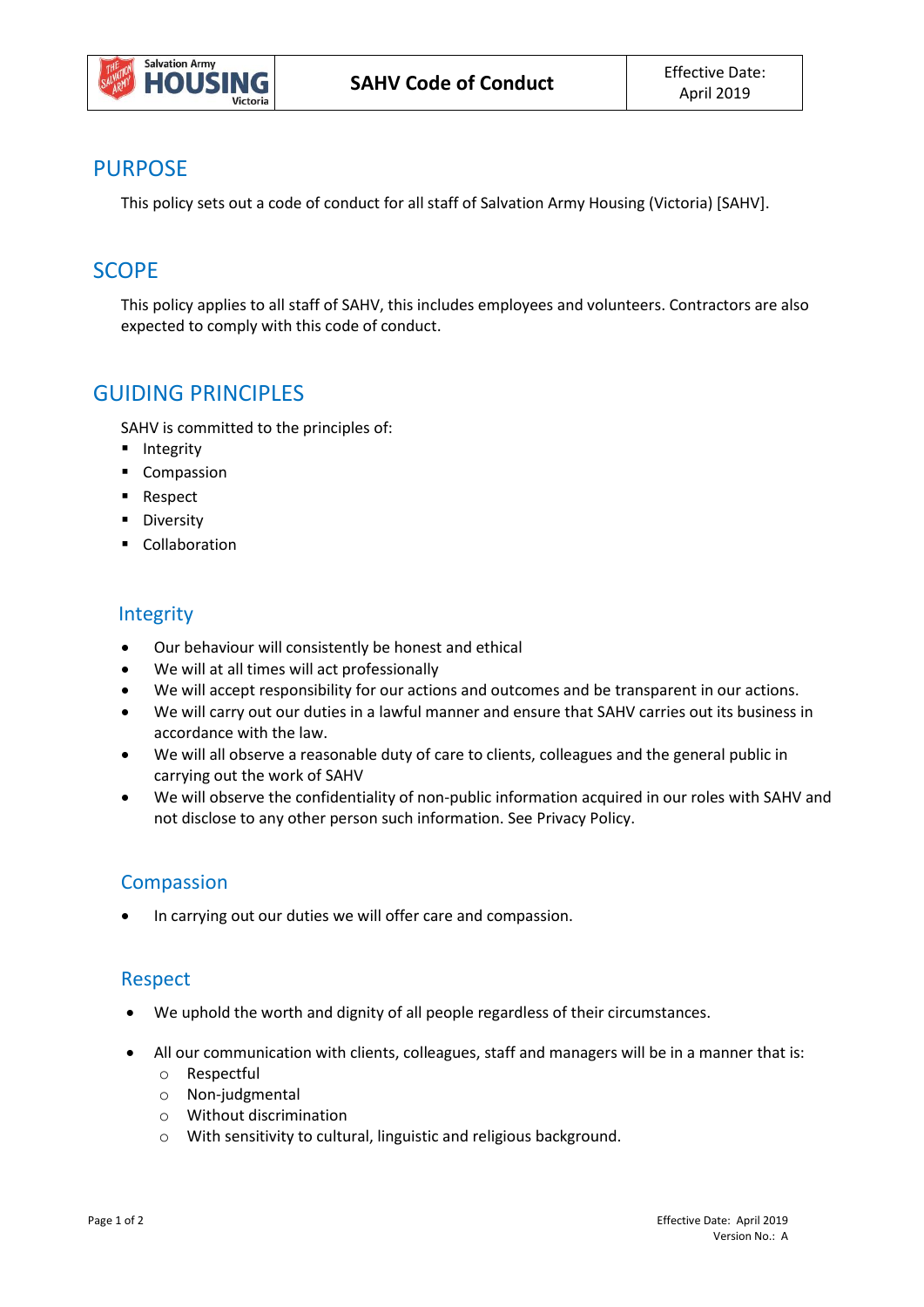| Salvation Army HOUSING Victoria | **SAHV Code of Conduct** | Effective Date: April 2019 |
|---|---|---|

## PURPOSE

This policy sets out a code of conduct for all staff of Salvation Army Housing (Victoria) [SAHV].

## SCOPE

This policy applies to all staff of SAHV, this includes employees and volunteers. Contractors are also expected to comply with this code of conduct.

## GUIDING PRINCIPLES

SAHV is committed to the principles of:

- Integrity
- Compassion
- Respect
- Diversity
- Collaboration

### Integrity

- Our behaviour will consistently be honest and ethical
- We will at all times will act professionally
- We will accept responsibility for our actions and outcomes and be transparent in our actions.
- We will carry out our duties in a lawful manner and ensure that SAHV carries out its business in accordance with the law.
- We will all observe a reasonable duty of care to clients, colleagues and the general public in carrying out the work of SAHV
- We will observe the confidentiality of non-public information acquired in our roles with SAHV and not disclose to any other person such information. See Privacy Policy.

### Compassion

- In carrying out our duties we will offer care and compassion.

### Respect

- We uphold the worth and dignity of all people regardless of their circumstances.
- All our communication with clients, colleagues, staff and managers will be in a manner that is:
  - Respectful
  - Non-judgmental
  - Without discrimination
  - With sensitivity to cultural, linguistic and religious background.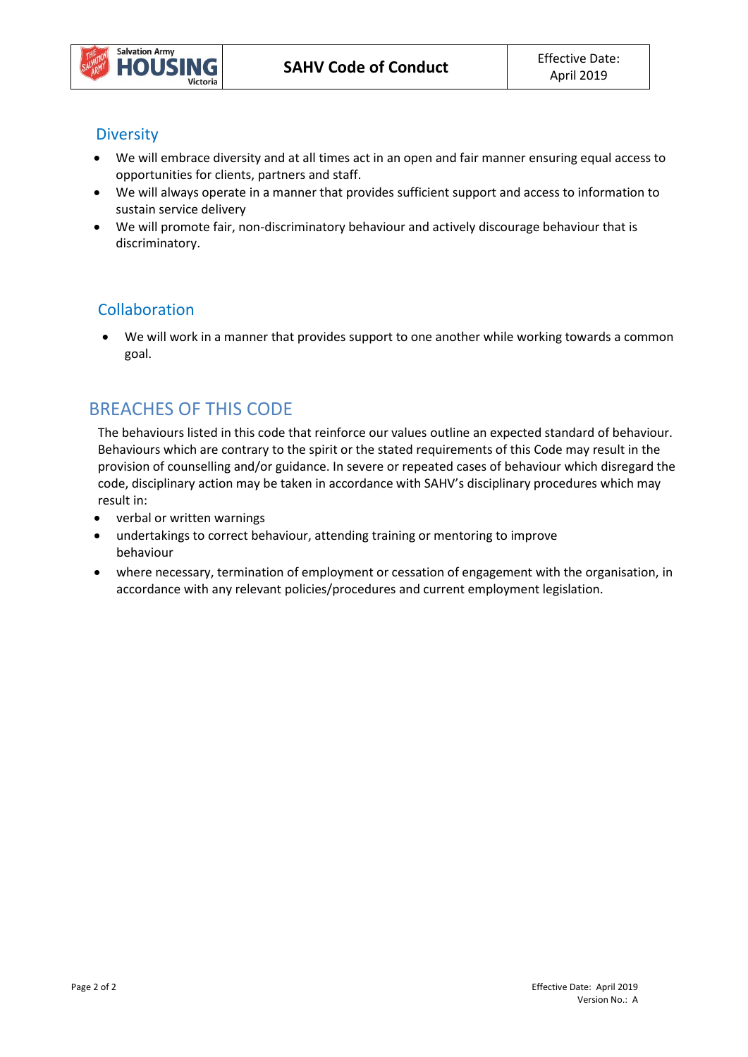## Diversity

- We will embrace diversity and at all times act in an open and fair manner ensuring equal access to opportunities for clients, partners and staff.
- We will always operate in a manner that provides sufficient support and access to information to sustain service delivery
- We will promote fair, non-discriminatory behaviour and actively discourage behaviour that is discriminatory.

## Collaboration

- We will work in a manner that provides support to one another while working towards a common goal.

# BREACHES OF THIS CODE

The behaviours listed in this code that reinforce our values outline an expected standard of behaviour. Behaviours which are contrary to the spirit or the stated requirements of this Code may result in the provision of counselling and/or guidance. In severe or repeated cases of behaviour which disregard the code, disciplinary action may be taken in accordance with SAHV's disciplinary procedures which may result in:

- verbal or written warnings
- undertakings to correct behaviour, attending training or mentoring to improve behaviour
- where necessary, termination of employment or cessation of engagement with the organisation, in accordance with any relevant policies/procedures and current employment legislation.